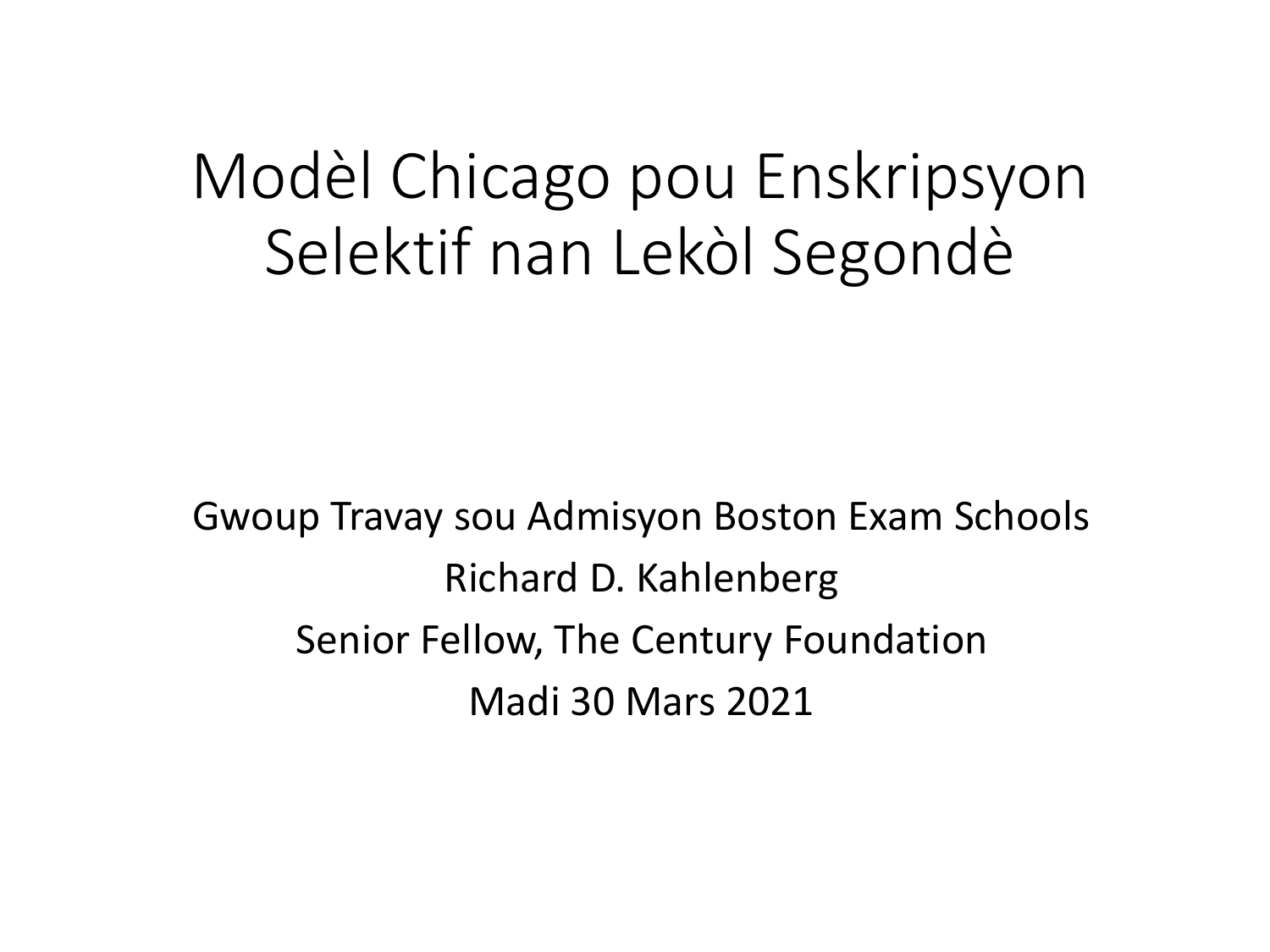# Modèl Chicago pou Enskripsyon Selektif nan Lekòl Segondè

Gwoup Travay sou Admisyon Boston Exam Schools

Richard D. Kahlenberg

Senior Fellow, The Century Foundation

Madi 30 Mars 2021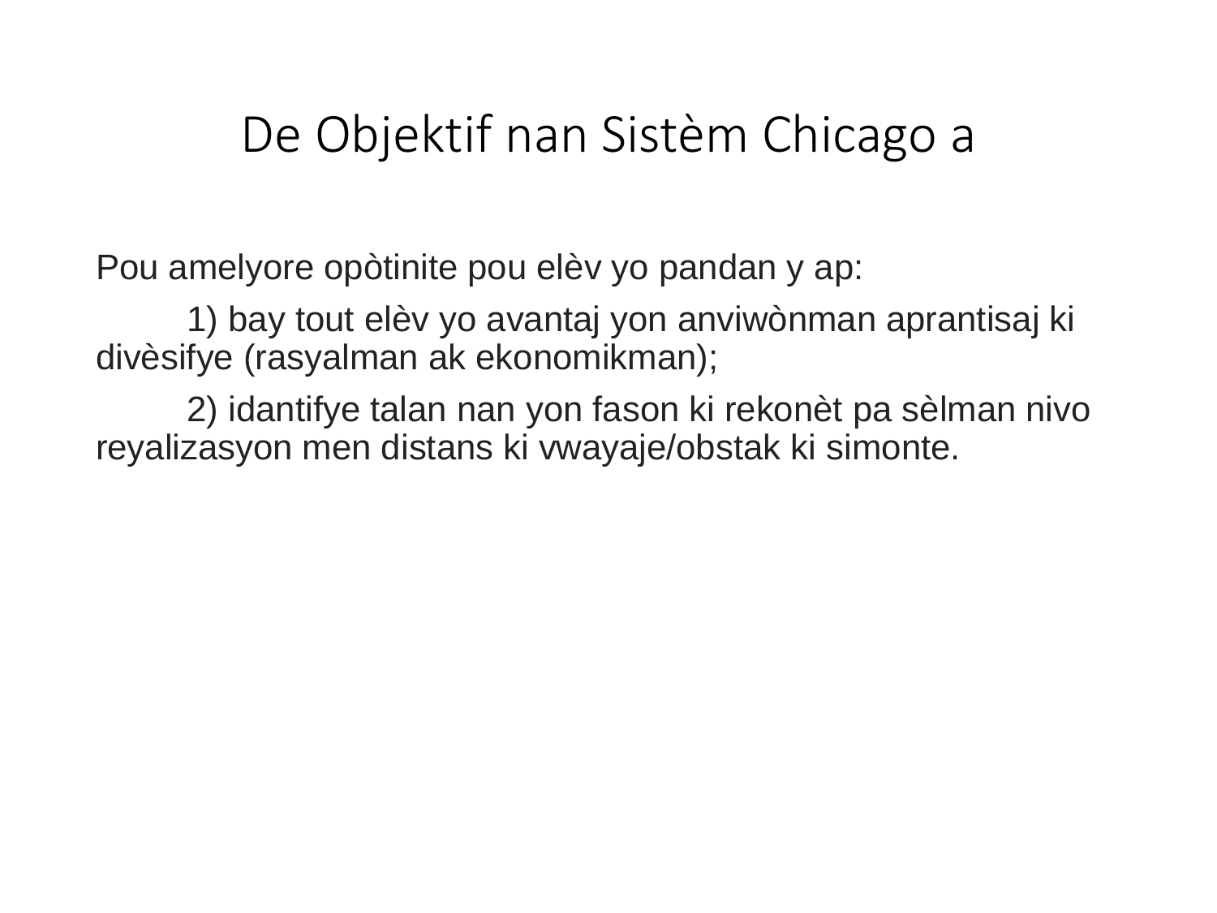# De Objektif nan Sistèm Chicago a

Pou amelyore opòtinite pou elèv yo pandan y ap:

1) bay tout elèv yo avantaj yon anviwònman aprantisaj ki divèsifye (rasyalman ak ekonomikman);

2) idantifye talan nan yon fason ki rekonèt pa sèlman nivo reyalizasyon men distans ki vwayaje/obstak ki simonte.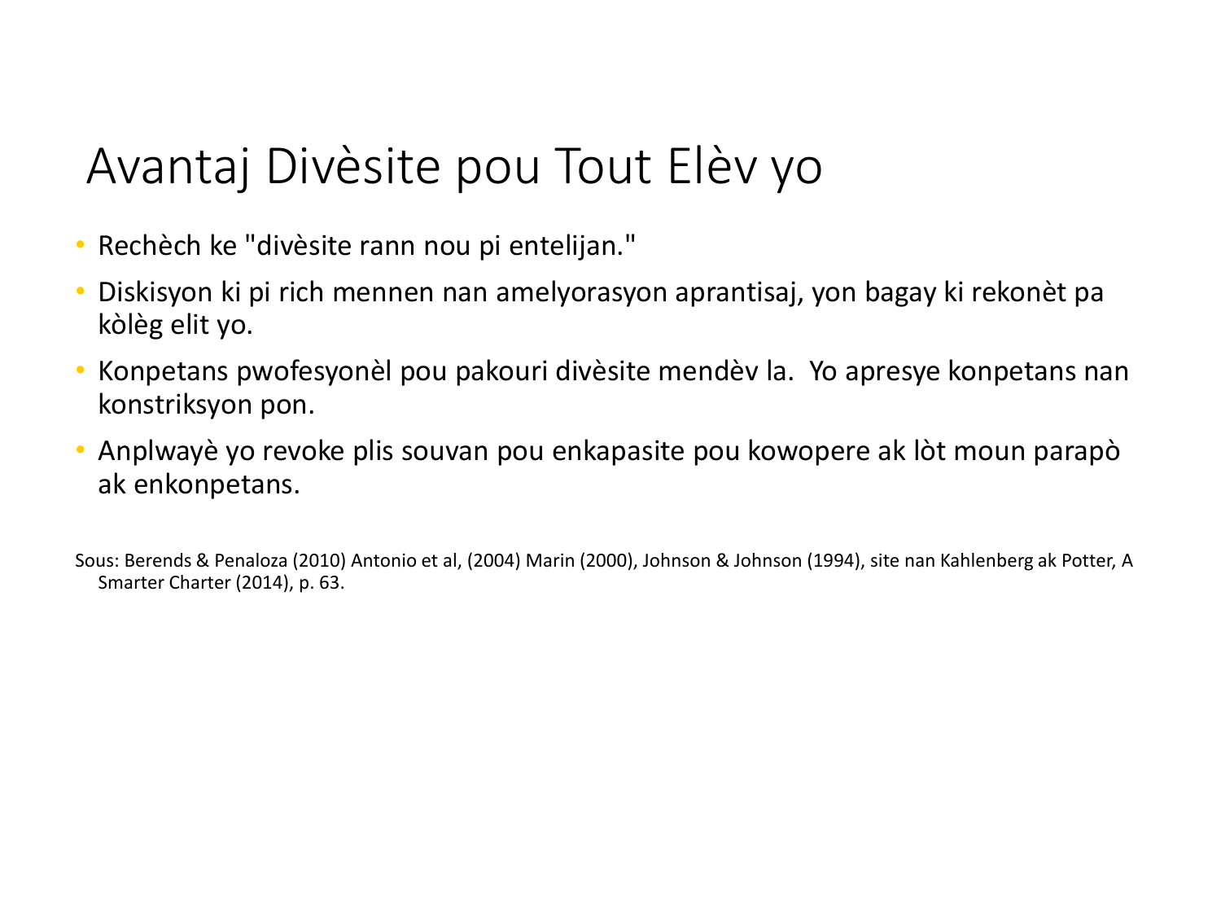# Avantaj Divèsite pou Tout Elèv yo

- Rechèch ke "divèsite rann nou pi entelijan."
- Diskisyon ki pi rich mennen nan amelyorasyon aprantisaj, yon bagay ki rekonèt pa kòlèg elit yo.
- Konpetans pwofesyonèl pou pakouri divèsite mendèv la.  Yo apresye konpetans nan konstriksyon pon.
- Anplwayè yo revoke plis souvan pou enkapasite pou kowopere ak lòt moun parapò ak enkonpetans.

Sous: Berends & Penaloza (2010) Antonio et al, (2004) Marin (2000), Johnson & Johnson (1994), site nan Kahlenberg ak Potter, A Smarter Charter (2014), p. 63.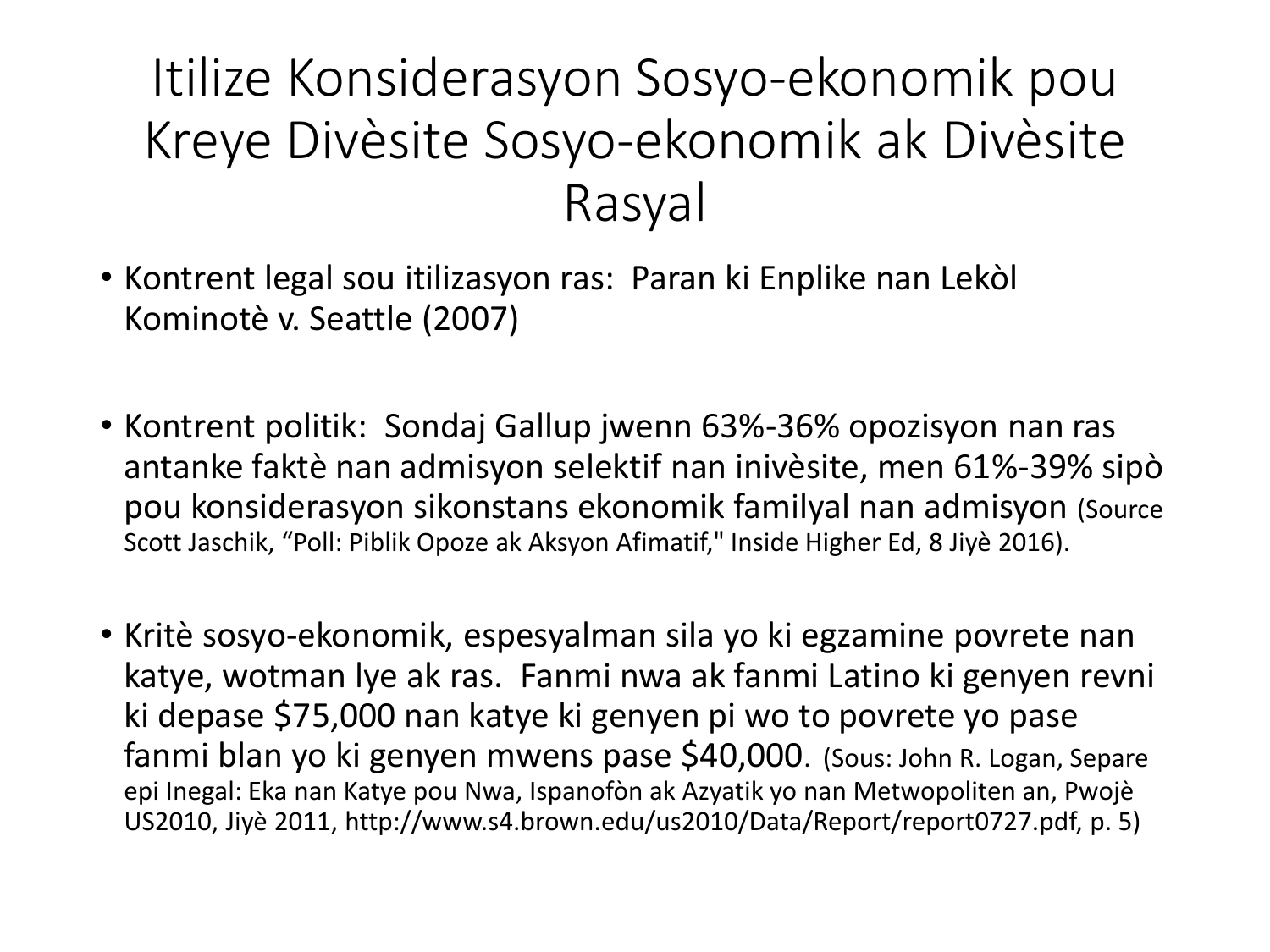# Itilize Konsiderasyon Sosyo-ekonomik pou Kreye Divèsite Sosyo-ekonomik ak Divèsite Rasyal

- Kontrent legal sou itilizasyon ras: Paran ki Enplike nan Lekòl Kominotè v. Seattle (2007)

- Kontrent politik: Sondaj Gallup jwenn 63%-36% opozisyon nan ras antanke faktè nan admisyon selektif nan inivèsite, men 61%-39% sipò pou konsiderasyon sikonstans ekonomik familyal nan admisyon (Source Scott Jaschik, "Poll: Piblik Opoze ak Aksyon Afimatif," Inside Higher Ed, 8 Jiyè 2016).

- Kritè sosyo-ekonomik, espesyalman sila yo ki egzamine povrete nan katye, wotman lye ak ras. Fanmi nwa ak fanmi Latino ki genyen revni ki depase $75,000 nan katye ki genyen pi wo to povrete yo pase fanmi blan yo ki genyen mwens pase $40,000. (Sous: John R. Logan, Separe epi Inegal: Eka nan Katye pou Nwa, Ispanofòn ak Azyatik yo nan Metwopoliten an, Pwojè US2010, Jiyè 2011, http://www.s4.brown.edu/us2010/Data/Report/report0727.pdf, p. 5)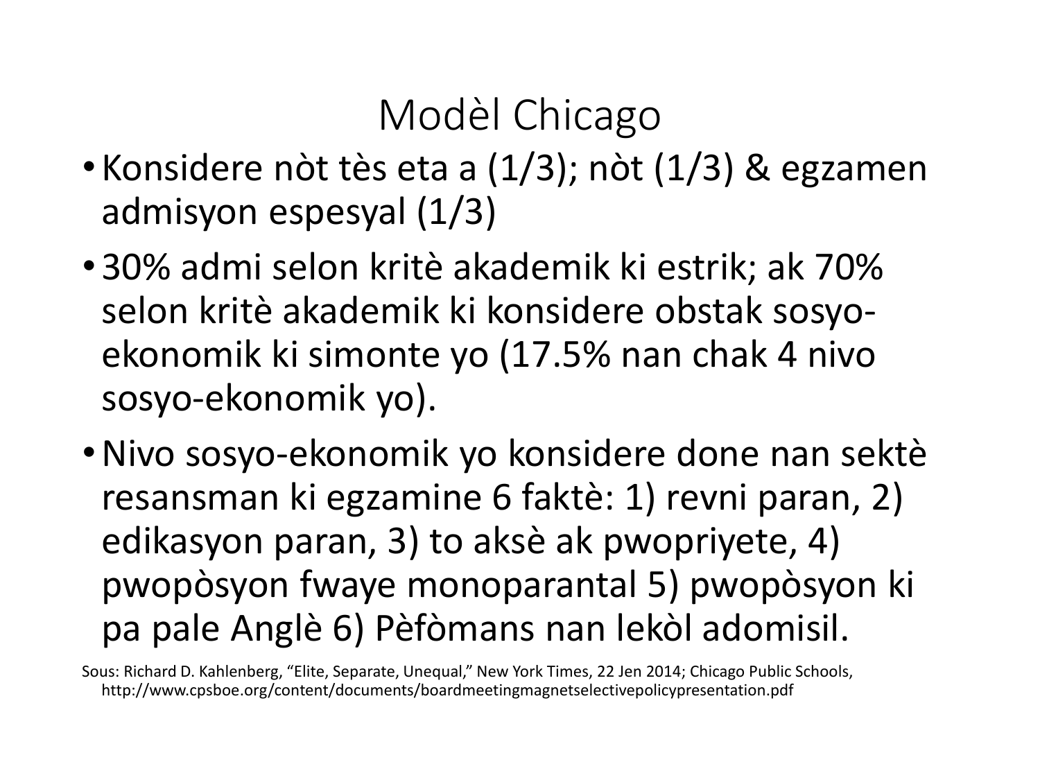# Modèl Chicago

- Konsidere nòt tès eta a (1/3); nòt (1/3) & egzamen admisyon espesyal (1/3)
- 30% admi selon kritè akademik ki estrik; ak 70% selon kritè akademik ki konsidere obstak sosyo-ekonomik ki simonte yo (17.5% nan chak 4 nivo sosyo-ekonomik yo).
- Nivo sosyo-ekonomik yo konsidere done nan sektè resansman ki egzamine 6 faktè: 1) revni paran, 2) edikasyon paran, 3) to aksè ak pwopriyete, 4) pwopòsyon fwaye monoparantal 5) pwopòsyon ki pa pale Anglè 6) Pèfòmans nan lekòl adomisil.

Sous: Richard D. Kahlenberg, "Elite, Separate, Unequal," New York Times, 22 Jen 2014; Chicago Public Schools, http://www.cpsboe.org/content/documents/boardmeetingmagnetselectivepolicypresentation.pdf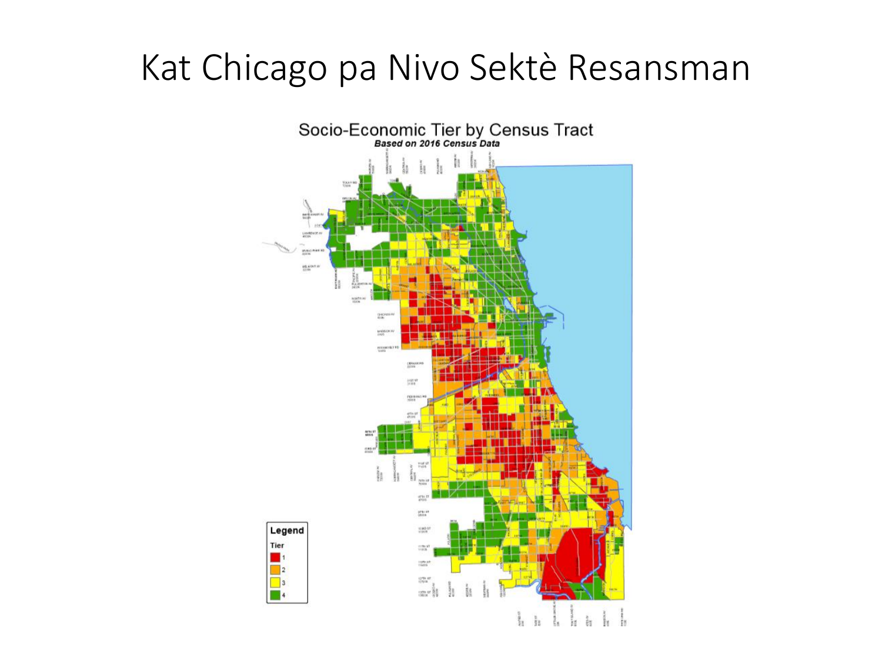# Kat Chicago pa Nivo Sektè Resansman

Socio-Economic Tier by Census Tract

***Based on 2016 Census Data***

**Legend**

Tier

- 1
- 2
- 3
- 4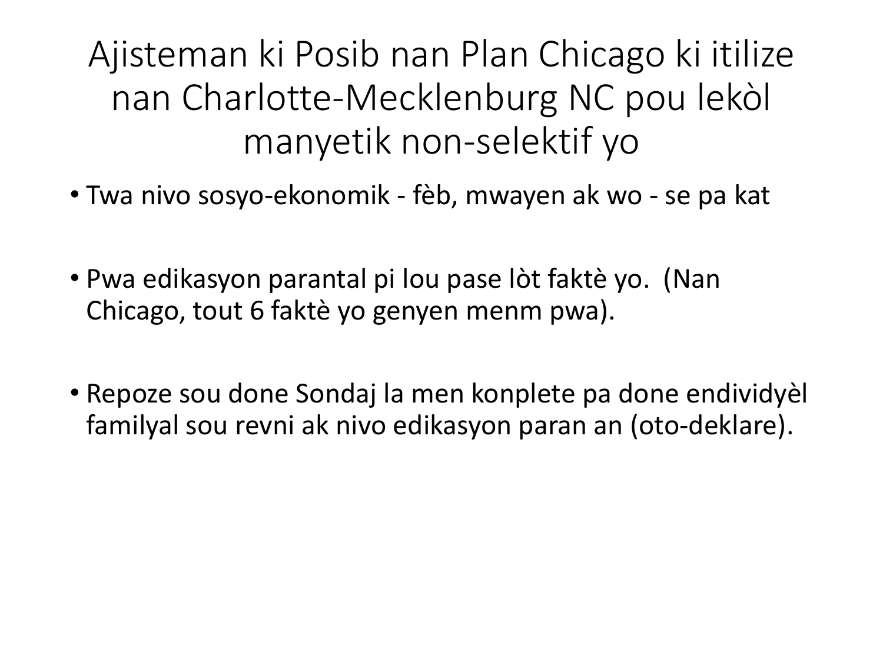# Ajisteman ki Posib nan Plan Chicago ki itilize nan Charlotte-Mecklenburg NC pou lekòl manyetik non-selektif yo

- Twa nivo sosyo-ekonomik - fèb, mwayen ak wo - se pa kat
- Pwa edikasyon parantal pi lou pase lòt faktè yo. (Nan Chicago, tout 6 faktè yo genyen menm pwa).
- Repoze sou done Sondaj la men konplete pa done endividyèl familyal sou revni ak nivo edikasyon paran an (oto-deklare).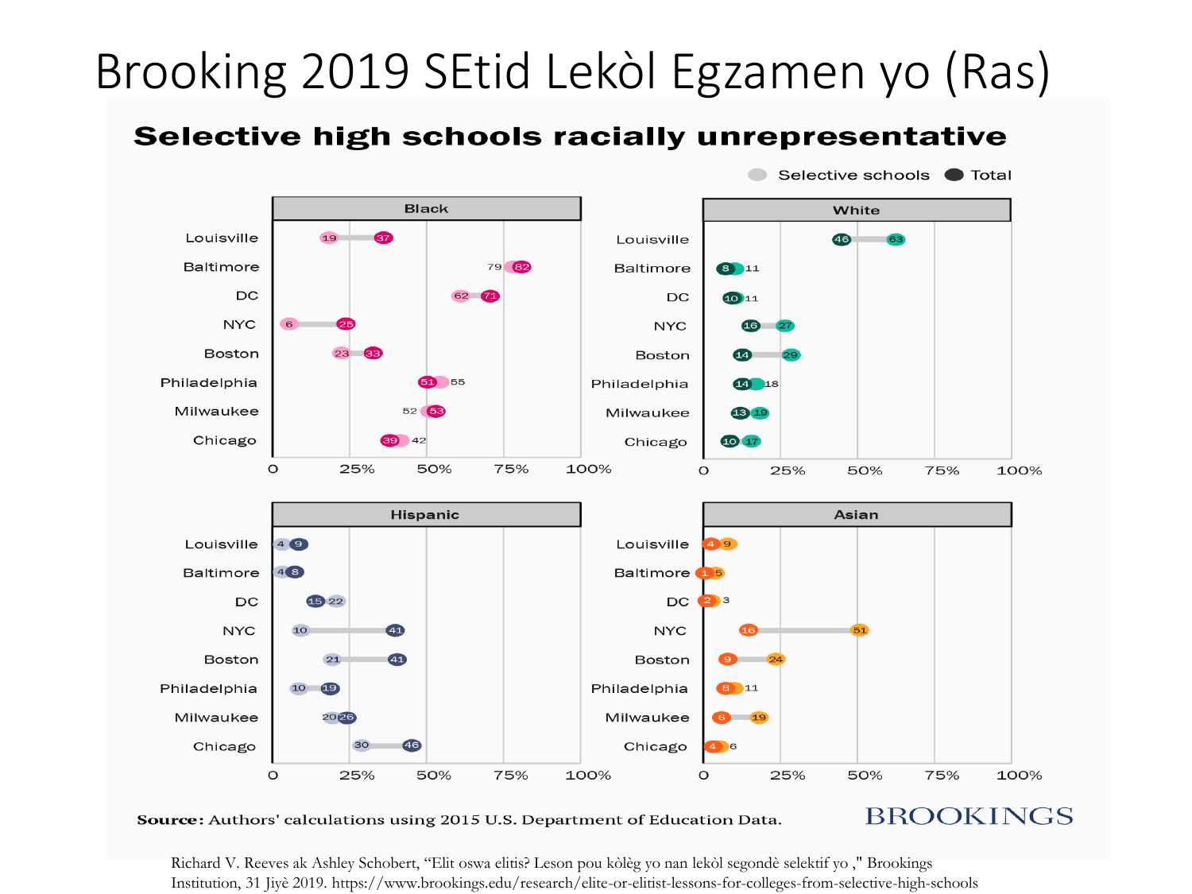# Brooking 2019 SEtid Lekòl Egzamen yo (Ras)

## Selective high schools racially unrepresentative

Selective schools / Total

**Black**

| City | Selective schools | Total |
|---|---|---|
| Louisville | 19 | 37 |
| Baltimore | 79 | 82 |
| DC | 62 | 71 |
| NYC | 6 | 25 |
| Boston | 23 | 33 |
| Philadelphia | 55 | 51 |
| Milwaukee | 52 | 53 |
| Chicago | 42 | 39 |

**White**

| City | Selective schools | Total |
|---|---|---|
| Louisville | 63 | 46 |
| Baltimore | 11 | 8 |
| DC | 11 | 10 |
| NYC | 27 | 16 |
| Boston | 29 | 14 |
| Philadelphia | 18 | 14 |
| Milwaukee | 19 | 13 |
| Chicago | 17 | 10 |

**Hispanic**

| City | Selective schools | Total |
|---|---|---|
| Louisville | 4 | 9 |
| Baltimore | 4 | 8 |
| DC | 22 | 15 |
| NYC | 10 | 41 |
| Boston | 21 | 41 |
| Philadelphia | 10 | 19 |
| Milwaukee | 20 | 26 |
| Chicago | 30 | 46 |

**Asian**

| City | Selective schools | Total |
|---|---|---|
| Louisville | 9 | 4 |
| Baltimore | 5 | 1 |
| DC | 3 | 2 |
| NYC | 51 | 16 |
| Boston | 24 | 9 |
| Philadelphia | 11 | 8 |
| Milwaukee | 19 | 6 |
| Chicago | 6 | 4 |

**Source:** Authors' calculations using 2015 U.S. Department of Education Data.

BROOKINGS

Richard V. Reeves ak Ashley Schobert, "Elit oswa elitis? Leson pou kòlèg yo nan lekòl segondè selektif yo ," Brookings Institution, 31 Jiyè 2019. https://www.brookings.edu/research/elite-or-elitist-lessons-for-colleges-from-selective-high-schools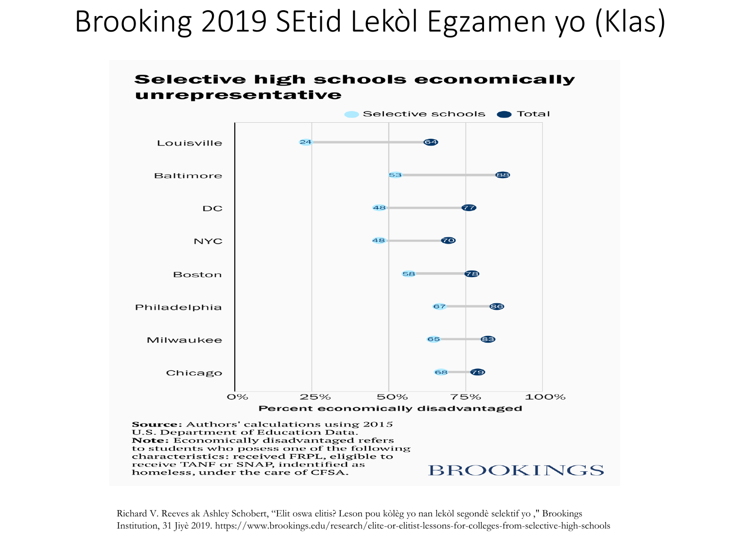# Brooking 2019 SEtid Lekòl Egzamen yo (Klas)

**Selective high schools economically unrepresentative**

| City | Selective schools | Total |
|---|---|---|
| Louisville | 24 | 64 |
| Baltimore | 53 | 88 |
| DC | 48 | 77 |
| NYC | 48 | 70 |
| Boston | 58 | 78 |
| Philadelphia | 67 | 86 |
| Milwaukee | 65 | 83 |
| Chicago | 68 | 79 |

Percent economically disadvantaged

**Source:** Authors' calculations using 2015 U.S. Department of Education Data.
**Note:** Economically disadvantaged refers to students who posess one of the following characteristics: received FRPL, eligible to receive TANF or SNAP, indentified as homeless, under the care of CFSA.

BROOKINGS

Richard V. Reeves ak Ashley Schobert, "Elit oswa elitis? Leson pou kòlèg yo nan lekòl segondè selektif yo ," Brookings Institution, 31 Jiyè 2019. https://www.brookings.edu/research/elite-or-elitist-lessons-for-colleges-from-selective-high-schools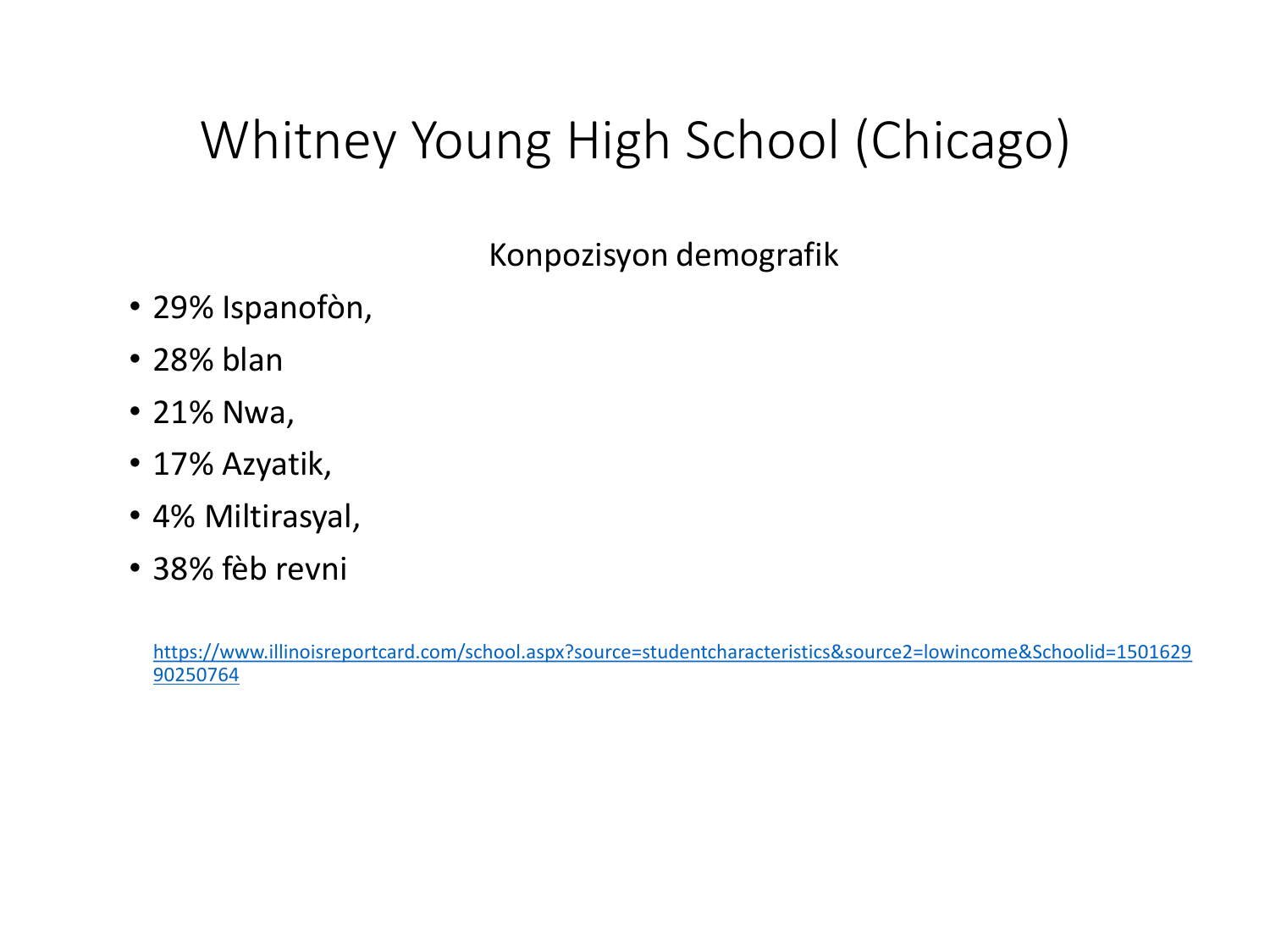# Whitney Young High School (Chicago)

Konpozisyon demografik

- 29% Ispanofòn,
- 28% blan
- 21% Nwa,
- 17% Azyatik,
- 4% Miltirasyal,
- 38% fèb revni

https://www.illinoisreportcard.com/school.aspx?source=studentcharacteristics&source2=lowincome&Schoolid=150162990250764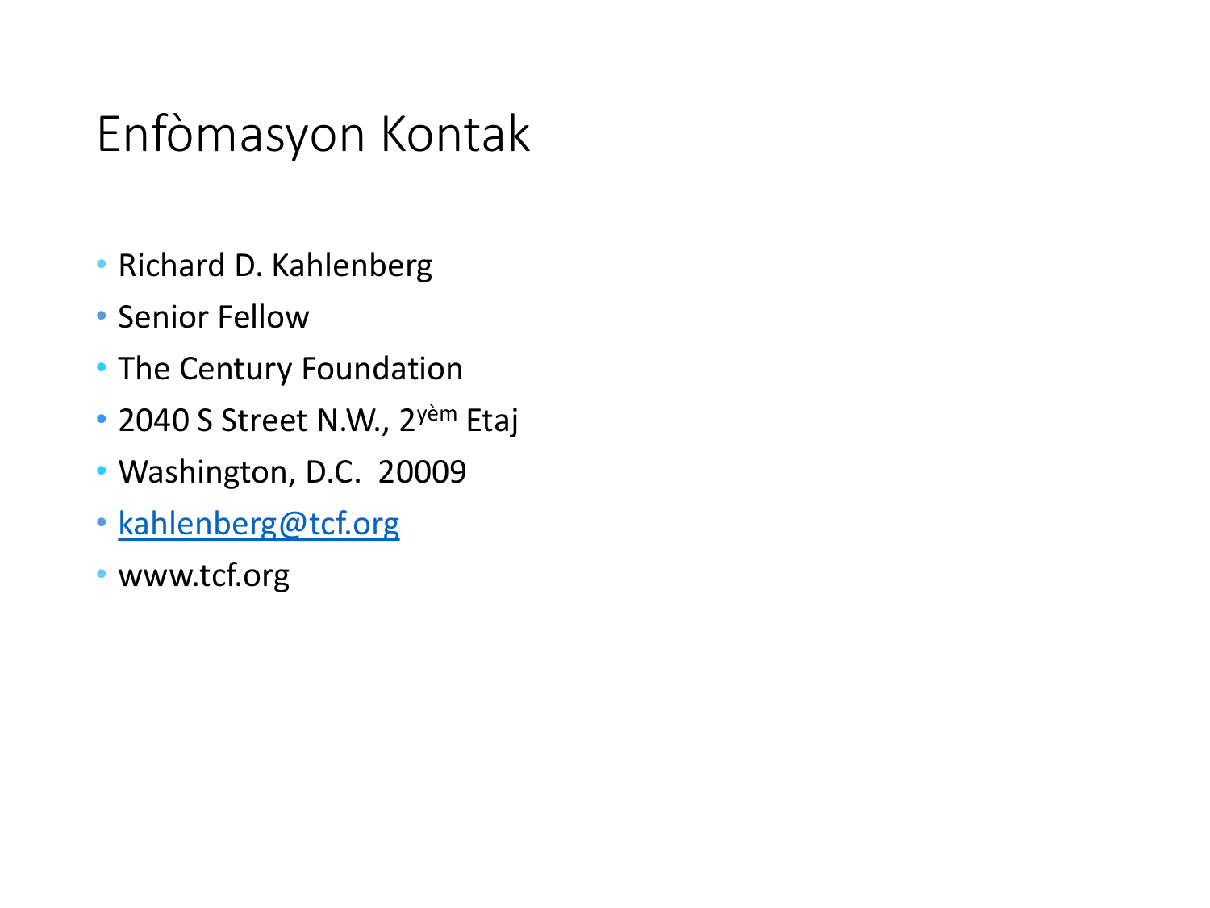# Enfòmasyon Kontak

- Richard D. Kahlenberg
- Senior Fellow
- The Century Foundation
- 2040 S Street N.W., 2yèm Etaj
- Washington, D.C. 20009
- kahlenberg@tcf.org
- www.tcf.org